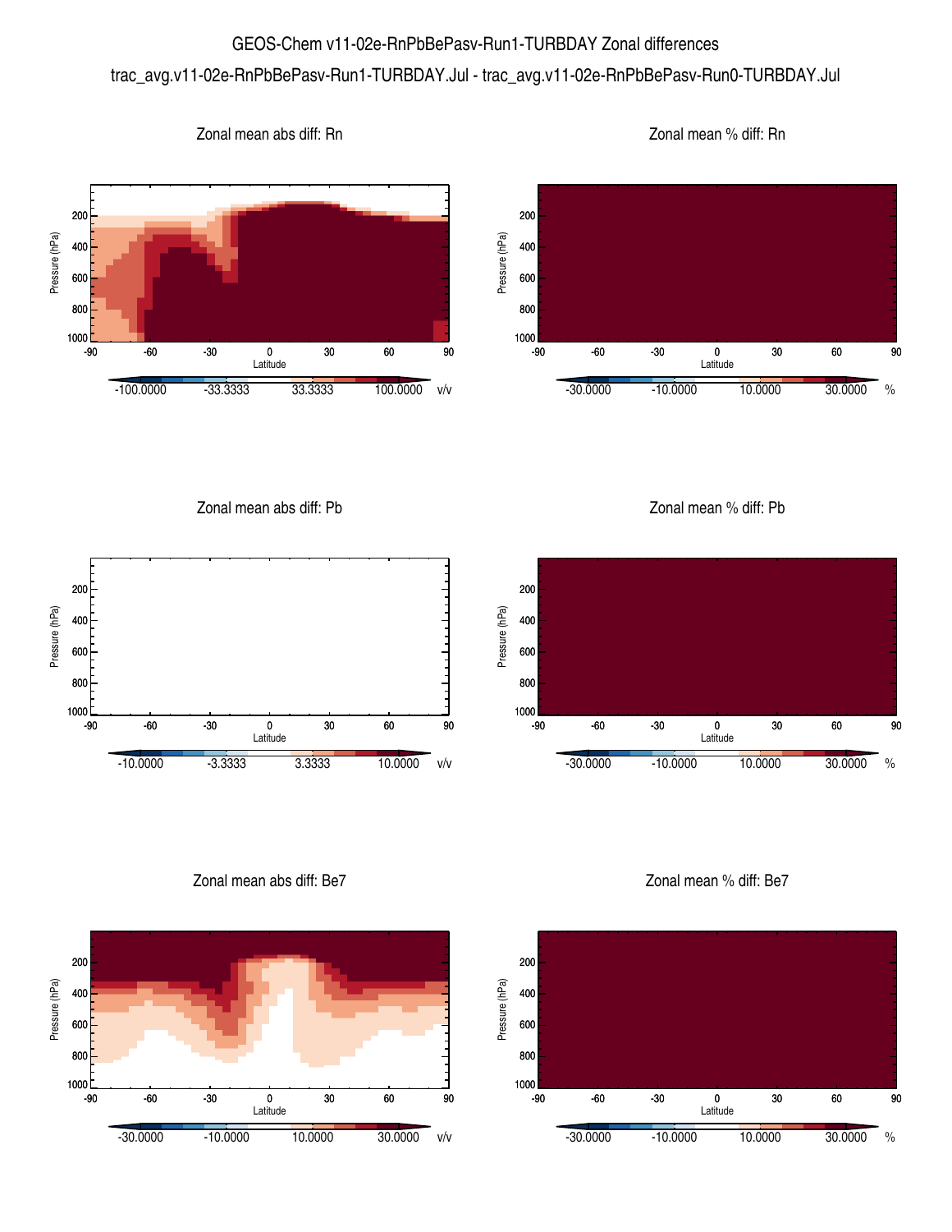# GEOS-Chem v11-02e-RnPbBePasv-Run1-TURBDAY Zonal differences

trac_avg.v11-02e-RnPbBePasv-Run1-TURBDAY.Jul - trac_avg.v11-02e-RnPbBePasv-Run0-TURBDAY.Jul

Zonal mean abs diff: Rn

Pressure (hPa) 200 400 600 800 1000

Latitude -90 -60 -30 0 30 60 90

-100.0000 -33.3333 33.3333 100.0000 v/v

Zonal mean % diff: Rn

Pressure (hPa) 200 400 600 800 1000

Latitude -90 -60 -30 0 30 60 90

-30.0000 -10.0000 10.0000 30.0000 %

Zonal mean abs diff: Pb

Pressure (hPa) 200 400 600 800 1000

Latitude -90 -60 -30 0 30 60 90

-10.0000 -3.3333 3.3333 10.0000 v/v

Zonal mean % diff: Pb

Pressure (hPa) 200 400 600 800 1000

Latitude -90 -60 -30 0 30 60 90

-30.0000 -10.0000 10.0000 30.0000 %

Zonal mean abs diff: Be7

Pressure (hPa) 200 400 600 800 1000

Latitude -90 -60 -30 0 30 60 90

-30.0000 -10.0000 10.0000 30.0000 v/v

Zonal mean % diff: Be7

Pressure (hPa) 200 400 600 800 1000

Latitude -90 -60 -30 0 30 60 90

-30.0000 -10.0000 10.0000 30.0000 %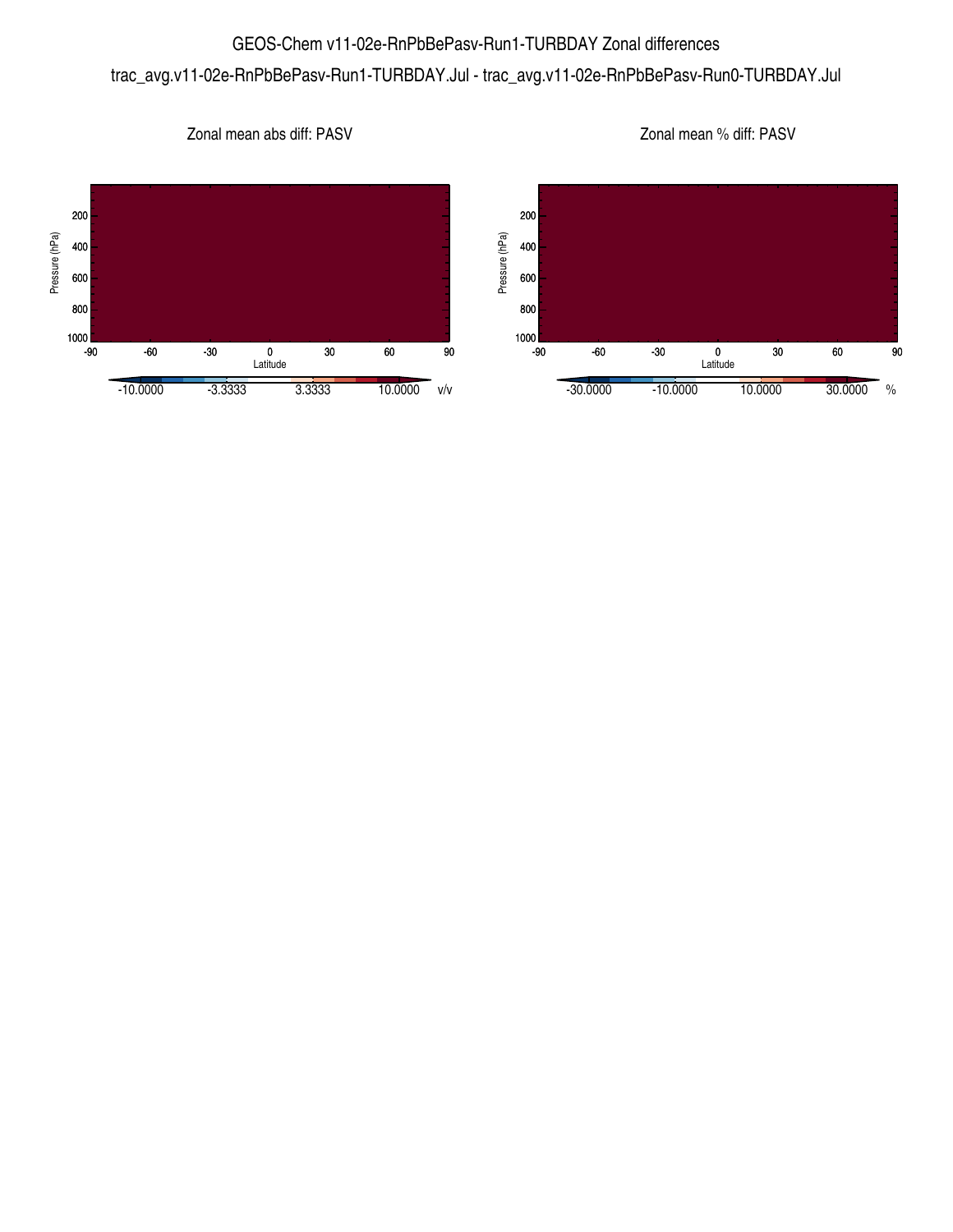GEOS-Chem v11-02e-RnPbBePasv-Run1-TURBDAY Zonal differences

trac_avg.v11-02e-RnPbBePasv-Run1-TURBDAY.Jul - trac_avg.v11-02e-RnPbBePasv-Run0-TURBDAY.Jul

Zonal mean abs diff: PASV

Pressure (hPa)

200
400
600
800
1000

-90 -60 -30 0 30 60 90

Latitude

-10.0000 -3.3333 3.3333 10.0000 v/v

Zonal mean % diff: PASV

Pressure (hPa)

200
400
600
800
1000

-90 -60 -30 0 30 60 90

Latitude

-30.0000 -10.0000 10.0000 30.0000 %